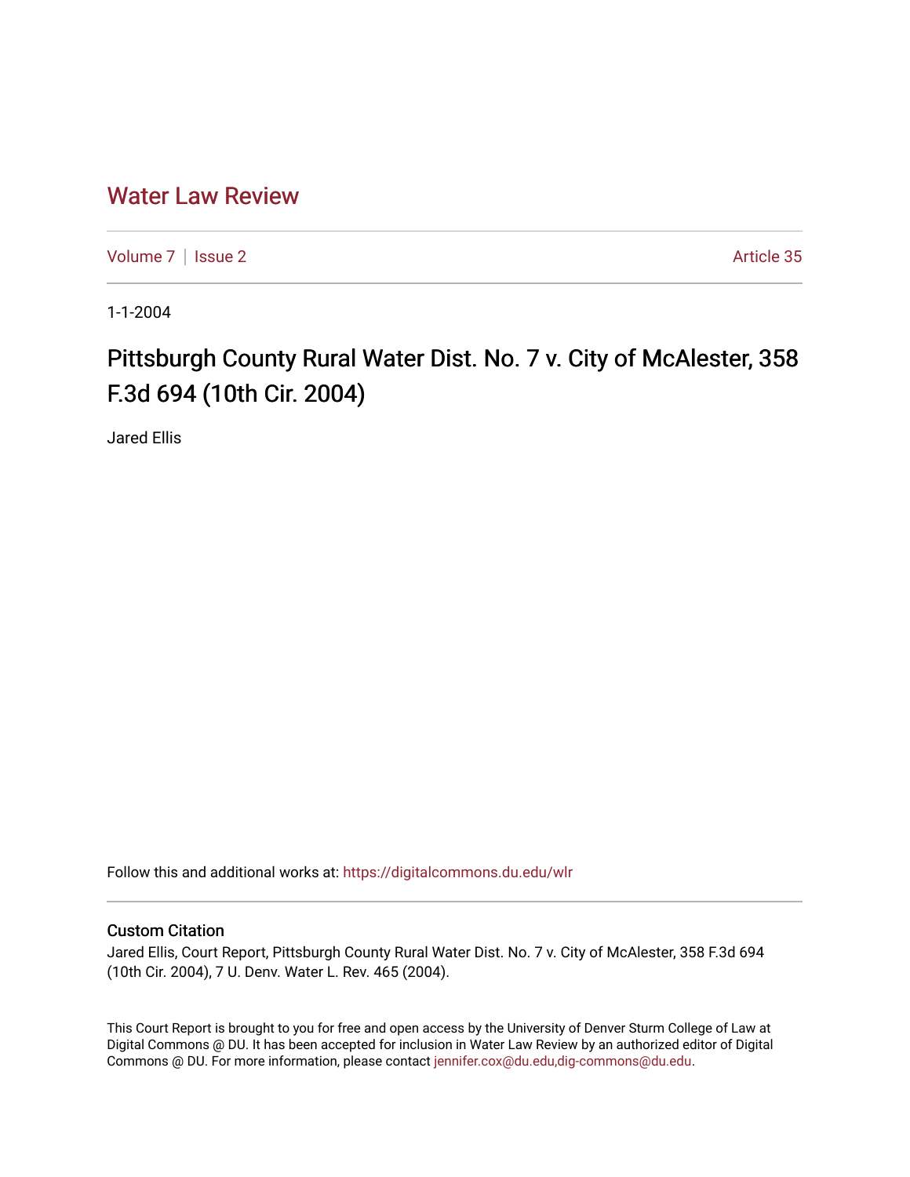# Water Law Review

Volume 7 | Issue 2 Article 35

1-1-2004

## Pittsburgh County Rural Water Dist. No. 7 v. City of McAlester, 358 F.3d 694 (10th Cir. 2004)

Jared Ellis

Follow this and additional works at: https://digitalcommons.du.edu/wlr

### Custom Citation

Jared Ellis, Court Report, Pittsburgh County Rural Water Dist. No. 7 v. City of McAlester, 358 F.3d 694 (10th Cir. 2004), 7 U. Denv. Water L. Rev. 465 (2004).

This Court Report is brought to you for free and open access by the University of Denver Sturm College of Law at Digital Commons @ DU. It has been accepted for inclusion in Water Law Review by an authorized editor of Digital Commons @ DU. For more information, please contact jennifer.cox@du.edu,dig-commons@du.edu.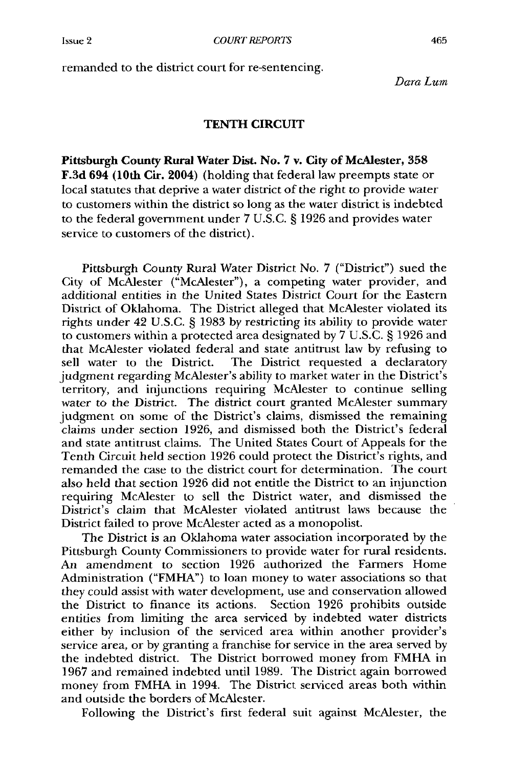remanded to the district court for re-sentencing.

*Dara Lum*

## TENTH CIRCUIT

**Pittsburgh County Rural Water Dist. No. 7 v. City of McAlester, 358 F.3d 694 (10th Cir. 2004)** (holding that federal law preempts state or local statutes that deprive a water district of the right to provide water to customers within the district so long as the water district is indebted to the federal government under 7 U.S.C. § 1926 and provides water service to customers of the district).

Pittsburgh County Rural Water District No. 7 ("District") sued the City of McAlester ("McAlester"), a competing water provider, and additional entities in the United States District Court for the Eastern District of Oklahoma. The District alleged that McAlester violated its rights under 42 U.S.C. § 1983 by restricting its ability to provide water to customers within a protected area designated by 7 U.S.C. § 1926 and that McAlester violated federal and state antitrust law by refusing to sell water to the District. The District requested a declaratory judgment regarding McAlester's ability to market water in the District's territory, and injunctions requiring McAlester to continue selling water to the District. The district court granted McAlester summary judgment on some of the District's claims, dismissed the remaining claims under section 1926, and dismissed both the District's federal and state antitrust claims. The United States Court of Appeals for the Tenth Circuit held section 1926 could protect the District's rights, and remanded the case to the district court for determination. The court also held that section 1926 did not entitle the District to an injunction requiring McAlester to sell the District water, and dismissed the District's claim that McAlester violated antitrust laws because the District failed to prove McAlester acted as a monopolist.

The District is an Oklahoma water association incorporated by the Pittsburgh County Commissioners to provide water for rural residents. An amendment to section 1926 authorized the Farmers Home Administration ("FMHA") to loan money to water associations so that they could assist with water development, use and conservation allowed the District to finance its actions. Section 1926 prohibits outside entities from limiting the area serviced by indebted water districts either by inclusion of the serviced area within another provider's service area, or by granting a franchise for service in the area served by the indebted district. The District borrowed money from FMHA in 1967 and remained indebted until 1989. The District again borrowed money from FMHA in 1994. The District serviced areas both within and outside the borders of McAlester.

Following the District's first federal suit against McAlester, the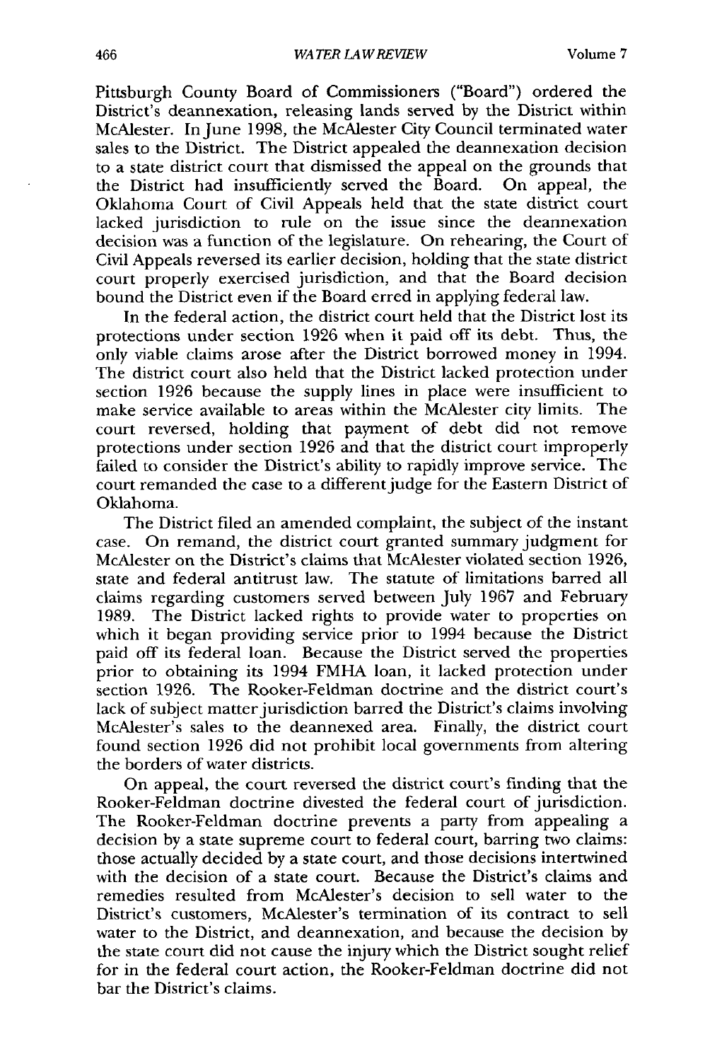Pittsburgh County Board of Commissioners ("Board") ordered the District's deannexation, releasing lands served by the District within McAlester. In June 1998, the McAlester City Council terminated water sales to the District. The District appealed the deannexation decision to a state district court that dismissed the appeal on the grounds that the District had insufficiently served the Board. On appeal, the Oklahoma Court of Civil Appeals held that the state district court lacked jurisdiction to rule on the issue since the deannexation decision was a function of the legislature. On rehearing, the Court of Civil Appeals reversed its earlier decision, holding that the state district court properly exercised jurisdiction, and that the Board decision bound the District even if the Board erred in applying federal law.

In the federal action, the district court held that the District lost its protections under section 1926 when it paid off its debt. Thus, the only viable claims arose after the District borrowed money in 1994. The district court also held that the District lacked protection under section 1926 because the supply lines in place were insufficient to make service available to areas within the McAlester city limits. The court reversed, holding that payment of debt did not remove protections under section 1926 and that the district court improperly failed to consider the District's ability to rapidly improve service. The court remanded the case to a different judge for the Eastern District of Oklahoma.

The District filed an amended complaint, the subject of the instant case. On remand, the district court granted summary judgment for McAlester on the District's claims that McAlester violated section 1926, state and federal antitrust law. The statute of limitations barred all claims regarding customers served between July 1967 and February 1989. The District lacked rights to provide water to properties on which it began providing service prior to 1994 because the District paid off its federal loan. Because the District served the properties prior to obtaining its 1994 FMHA loan, it lacked protection under section 1926. The Rooker-Feldman doctrine and the district court's lack of subject matter jurisdiction barred the District's claims involving McAlester's sales to the deannexed area. Finally, the district court found section 1926 did not prohibit local governments from altering the borders of water districts.

On appeal, the court reversed the district court's finding that the Rooker-Feldman doctrine divested the federal court of jurisdiction. The Rooker-Feldman doctrine prevents a party from appealing a decision by a state supreme court to federal court, barring two claims: those actually decided by a state court, and those decisions intertwined with the decision of a state court. Because the District's claims and remedies resulted from McAlester's decision to sell water to the District's customers, McAlester's termination of its contract to sell water to the District, and deannexation, and because the decision by the state court did not cause the injury which the District sought relief for in the federal court action, the Rooker-Feldman doctrine did not bar the District's claims.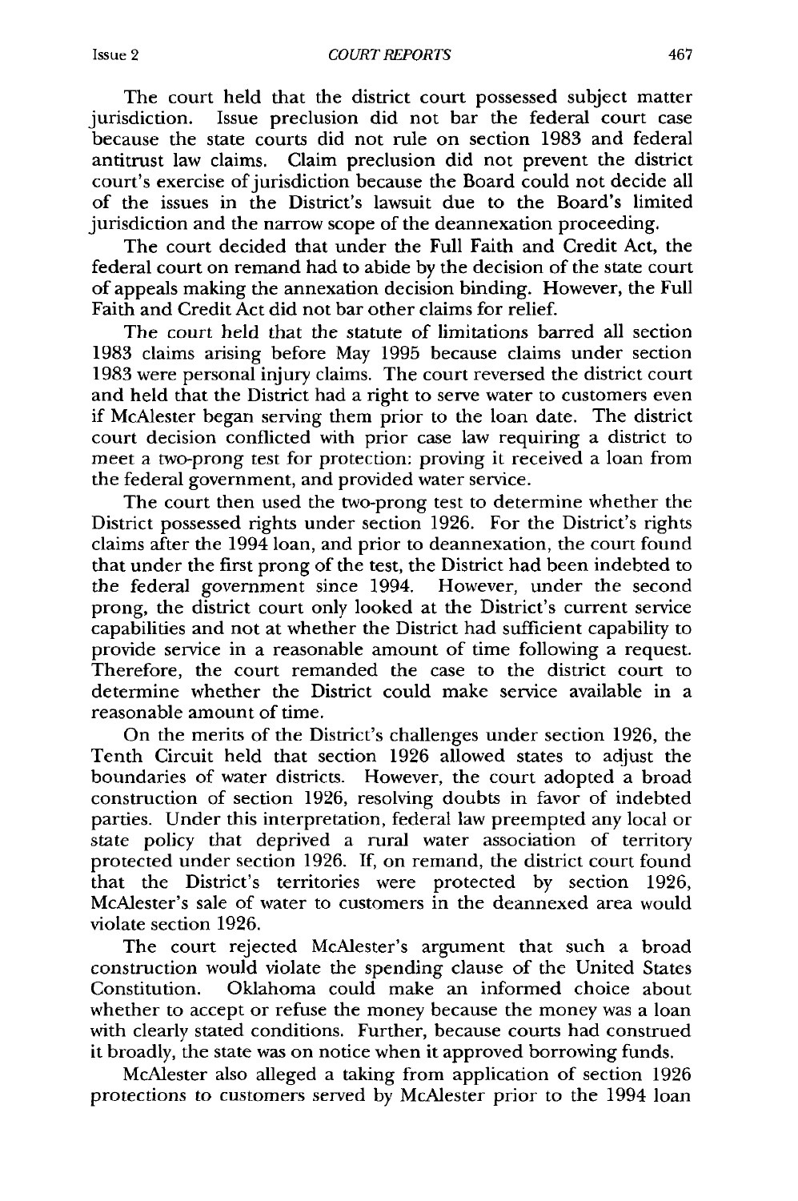The court held that the district court possessed subject matter jurisdiction. Issue preclusion did not bar the federal court case because the state courts did not rule on section 1983 and federal antitrust law claims. Claim preclusion did not prevent the district court's exercise of jurisdiction because the Board could not decide all of the issues in the District's lawsuit due to the Board's limited jurisdiction and the narrow scope of the deannexation proceeding.

The court decided that under the Full Faith and Credit Act, the federal court on remand had to abide by the decision of the state court of appeals making the annexation decision binding. However, the Full Faith and Credit Act did not bar other claims for relief.

The court held that the statute of limitations barred all section 1983 claims arising before May 1995 because claims under section 1983 were personal injury claims. The court reversed the district court and held that the District had a right to serve water to customers even if McAlester began serving them prior to the loan date. The district court decision conflicted with prior case law requiring a district to meet a two-prong test for protection: proving it received a loan from the federal government, and provided water service.

The court then used the two-prong test to determine whether the District possessed rights under section 1926. For the District's rights claims after the 1994 loan, and prior to deannexation, the court found that under the first prong of the test, the District had been indebted to the federal government since 1994. However, under the second prong, the district court only looked at the District's current service capabilities and not at whether the District had sufficient capability to provide service in a reasonable amount of time following a request. Therefore, the court remanded the case to the district court to determine whether the District could make service available in a reasonable amount of time.

On the merits of the District's challenges under section 1926, the Tenth Circuit held that section 1926 allowed states to adjust the boundaries of water districts. However, the court adopted a broad construction of section 1926, resolving doubts in favor of indebted parties. Under this interpretation, federal law preempted any local or state policy that deprived a rural water association of territory protected under section 1926. If, on remand, the district court found that the District's territories were protected by section 1926, McAlester's sale of water to customers in the deannexed area would violate section 1926.

The court rejected McAlester's argument that such a broad construction would violate the spending clause of the United States Constitution. Oklahoma could make an informed choice about whether to accept or refuse the money because the money was a loan with clearly stated conditions. Further, because courts had construed it broadly, the state was on notice when it approved borrowing funds.

McAlester also alleged a taking from application of section 1926 protections to customers served by McAlester prior to the 1994 loan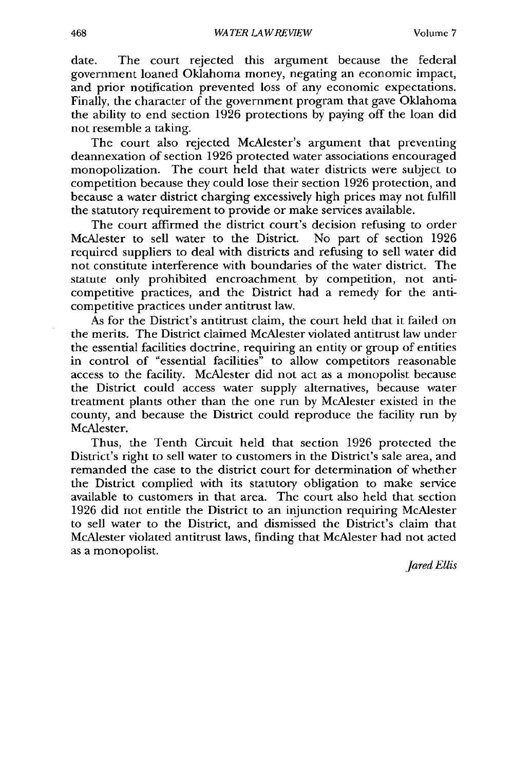date. The court rejected this argument because the federal government loaned Oklahoma money, negating an economic impact, and prior notification prevented loss of any economic expectations. Finally, the character of the government program that gave Oklahoma the ability to end section 1926 protections by paying off the loan did not resemble a taking.

The court also rejected McAlester's argument that preventing deannexation of section 1926 protected water associations encouraged monopolization. The court held that water districts were subject to competition because they could lose their section 1926 protection, and because a water district charging excessively high prices may not fulfill the statutory requirement to provide or make services available.

The court affirmed the district court's decision refusing to order McAlester to sell water to the District. No part of section 1926 required suppliers to deal with districts and refusing to sell water did not constitute interference with boundaries of the water district. The statute only prohibited encroachment by competition, not anti-competitive practices, and the District had a remedy for the anti-competitive practices under antitrust law.

As for the District's antitrust claim, the court held that it failed on the merits. The District claimed McAlester violated antitrust law under the essential facilities doctrine, requiring an entity or group of entities in control of "essential facilities" to allow competitors reasonable access to the facility. McAlester did not act as a monopolist because the District could access water supply alternatives, because water treatment plants other than the one run by McAlester existed in the county, and because the District could reproduce the facility run by McAlester.

Thus, the Tenth Circuit held that section 1926 protected the District's right to sell water to customers in the District's sale area, and remanded the case to the district court for determination of whether the District complied with its statutory obligation to make service available to customers in that area. The court also held that section 1926 did not entitle the District to an injunction requiring McAlester to sell water to the District, and dismissed the District's claim that McAlester violated antitrust laws, finding that McAlester had not acted as a monopolist.

*Jared Ellis*